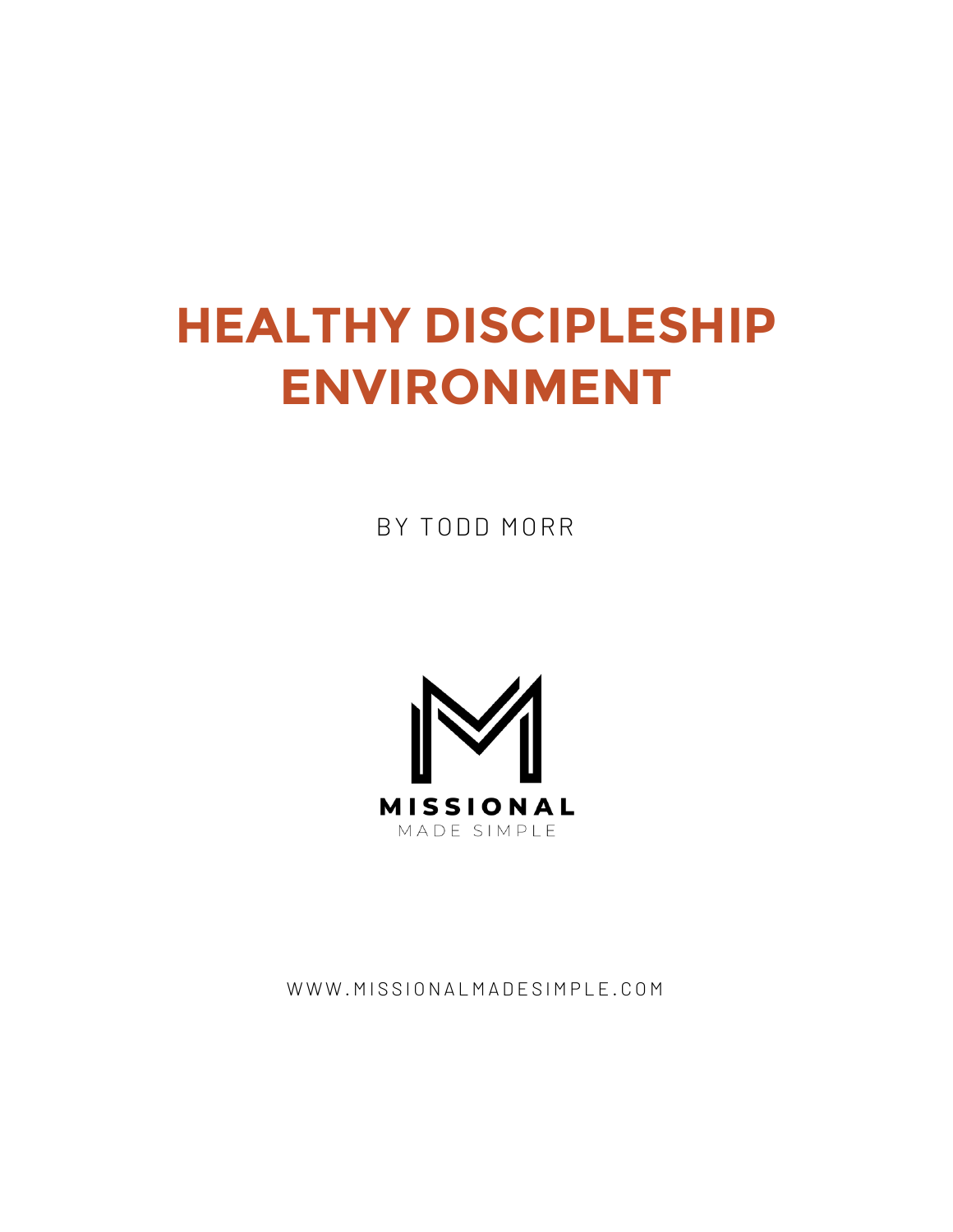# HEALTHY DISCIPLESHIP ENVIRONMENT

BY TODD MORR

MISSIONAL

MADE SIMPLE

WWW.MISSIONALMADESIMPLE.COM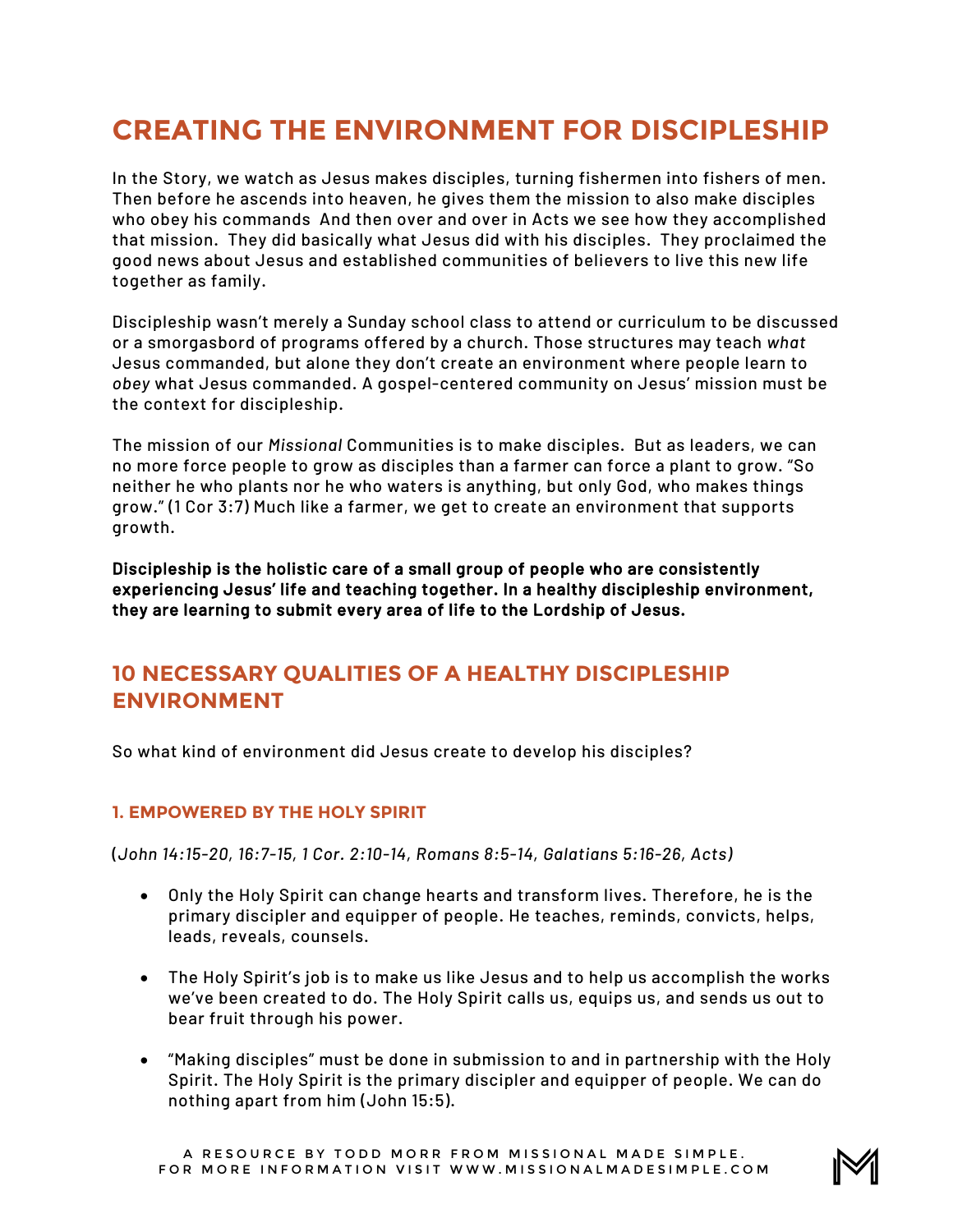# CREATING THE ENVIRONMENT FOR DISCIPLESHIP

In the Story, we watch as Jesus makes disciples, turning fishermen into fishers of men. Then before he ascends into heaven, he gives them the mission to also make disciples who obey his commands And then over and over in Acts we see how they accomplished that mission. They did basically what Jesus did with his disciples. They proclaimed the good news about Jesus and established communities of believers to live this new life together as family.

Discipleship wasn't merely a Sunday school class to attend or curriculum to be discussed or a smorgasbord of programs offered by a church. Those structures may teach *what* Jesus commanded, but alone they don't create an environment where people learn to *obey* what Jesus commanded. A gospel-centered community on Jesus' mission must be the context for discipleship.

The mission of our *Missional* Communities is to make disciples. But as leaders, we can no more force people to grow as disciples than a farmer can force a plant to grow. "So neither he who plants nor he who waters is anything, but only God, who makes things grow." (1 Cor 3:7) Much like a farmer, we get to create an environment that supports growth.

**Discipleship is the holistic care of a small group of people who are consistently experiencing Jesus' life and teaching together. In a healthy discipleship environment, they are learning to submit every area of life to the Lordship of Jesus.**

## 10 NECESSARY QUALITIES OF A HEALTHY DISCIPLESHIP ENVIRONMENT

So what kind of environment did Jesus create to develop his disciples?

### 1. EMPOWERED BY THE HOLY SPIRIT

(*John 14:15-20, 16:7-15, 1 Cor. 2:10-14, Romans 8:5-14, Galatians 5:16-26, Acts*)

- Only the Holy Spirit can change hearts and transform lives. Therefore, he is the primary discipler and equipper of people. He teaches, reminds, convicts, helps, leads, reveals, counsels.
- The Holy Spirit's job is to make us like Jesus and to help us accomplish the works we've been created to do. The Holy Spirit calls us, equips us, and sends us out to bear fruit through his power.
- "Making disciples" must be done in submission to and in partnership with the Holy Spirit. The Holy Spirit is the primary discipler and equipper of people. We can do nothing apart from him (John 15:5).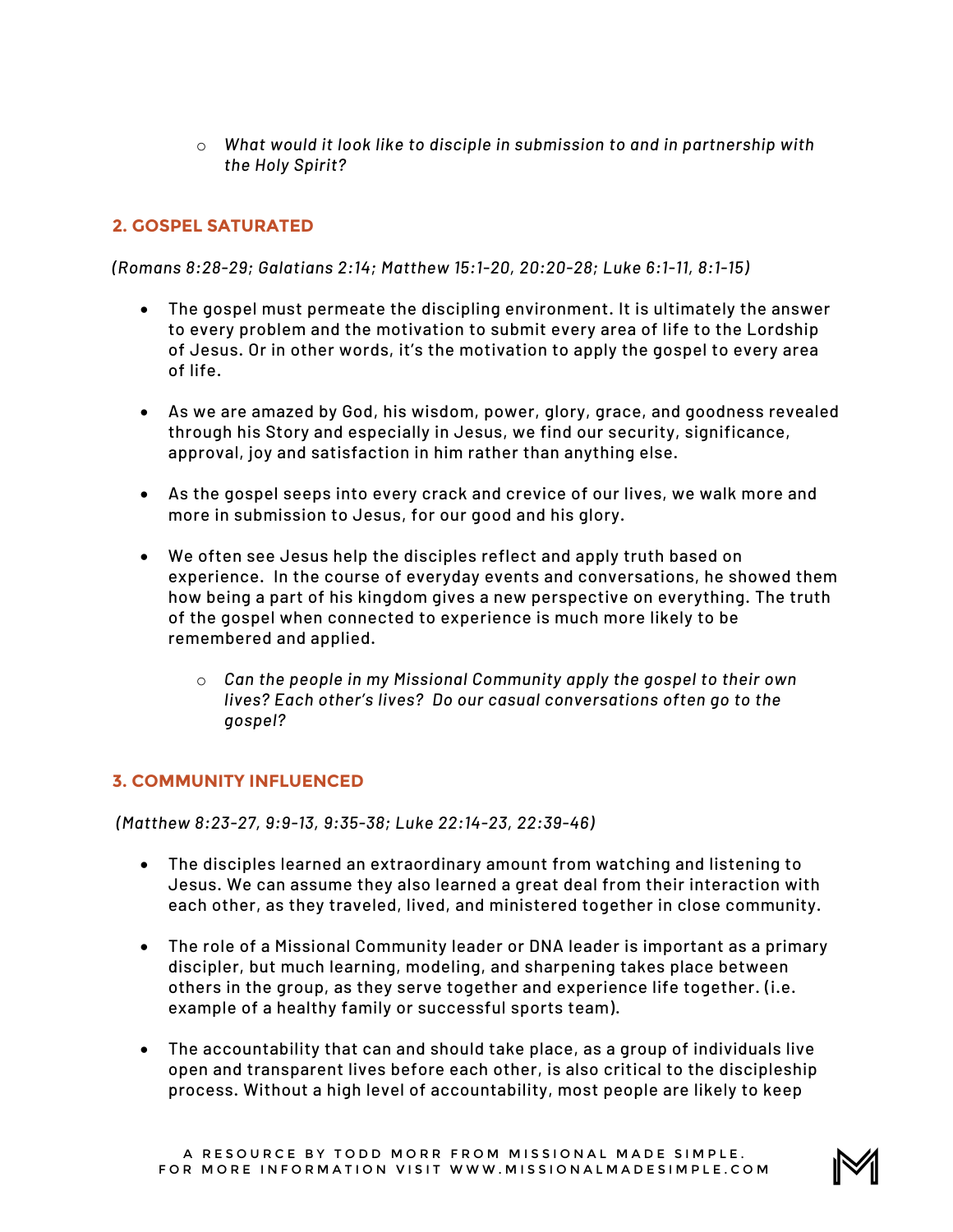- *What would it look like to disciple in submission to and in partnership with the Holy Spirit?*

## 2. GOSPEL SATURATED

*(Romans 8:28-29; Galatians 2:14; Matthew 15:1-20, 20:20-28; Luke 6:1-11, 8:1-15)*

- The gospel must permeate the discipling environment. It is ultimately the answer to every problem and the motivation to submit every area of life to the Lordship of Jesus. Or in other words, it's the motivation to apply the gospel to every area of life.

- As we are amazed by God, his wisdom, power, glory, grace, and goodness revealed through his Story and especially in Jesus, we find our security, significance, approval, joy and satisfaction in him rather than anything else.

- As the gospel seeps into every crack and crevice of our lives, we walk more and more in submission to Jesus, for our good and his glory.

- We often see Jesus help the disciples reflect and apply truth based on experience. In the course of everyday events and conversations, he showed them how being a part of his kingdom gives a new perspective on everything. The truth of the gospel when connected to experience is much more likely to be remembered and applied.
  - *Can the people in my Missional Community apply the gospel to their own lives? Each other's lives? Do our casual conversations often go to the gospel?*

## 3. COMMUNITY INFLUENCED

*(Matthew 8:23-27, 9:9-13, 9:35-38; Luke 22:14-23, 22:39-46)*

- The disciples learned an extraordinary amount from watching and listening to Jesus. We can assume they also learned a great deal from their interaction with each other, as they traveled, lived, and ministered together in close community.

- The role of a Missional Community leader or DNA leader is important as a primary discipler, but much learning, modeling, and sharpening takes place between others in the group, as they serve together and experience life together. (i.e. example of a healthy family or successful sports team).

- The accountability that can and should take place, as a group of individuals live open and transparent lives before each other, is also critical to the discipleship process. Without a high level of accountability, most people are likely to keep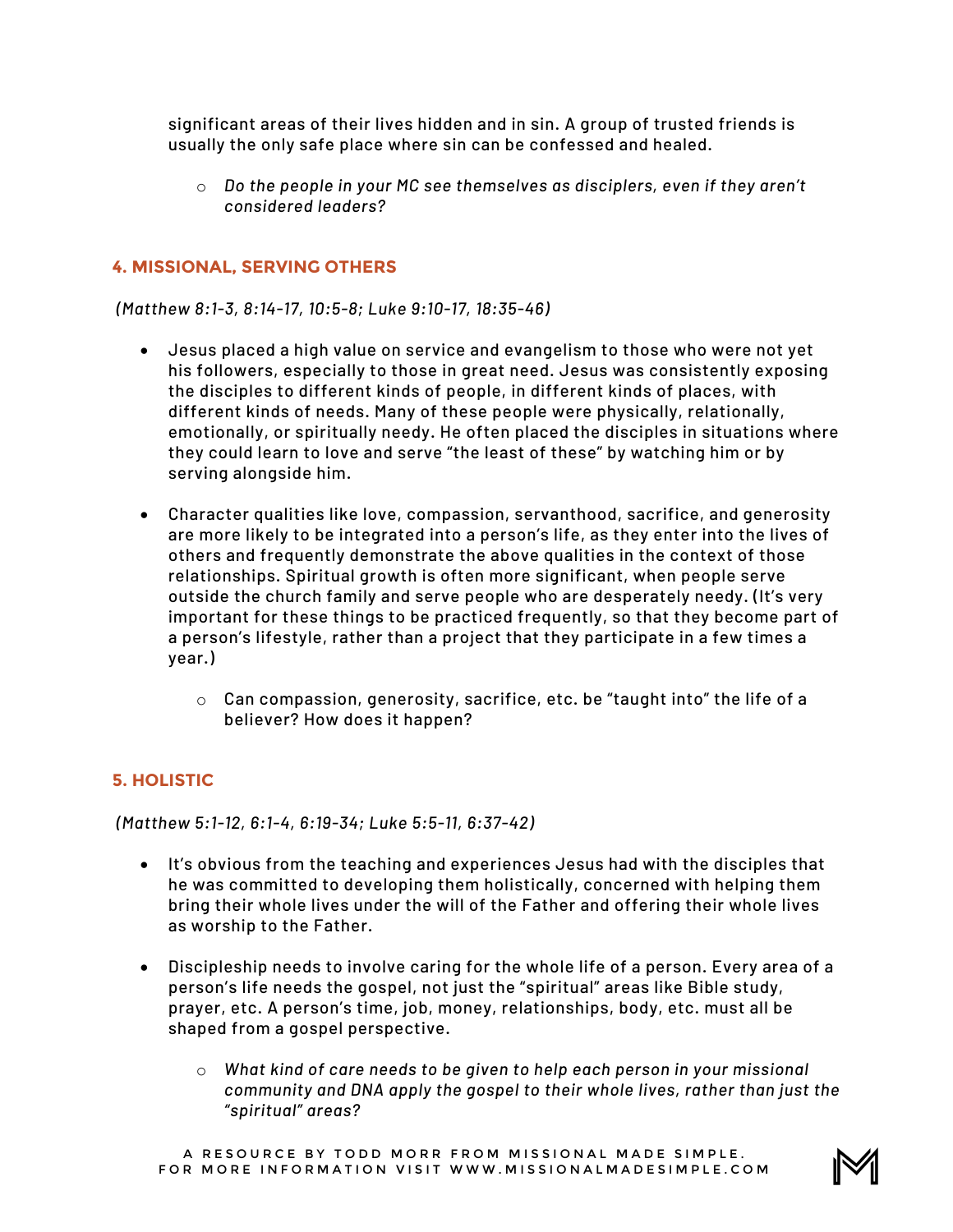significant areas of their lives hidden and in sin. A group of trusted friends is usually the only safe place where sin can be confessed and healed.

   - *Do the people in your MC see themselves as disciplers, even if they aren't considered leaders?*

## 4. MISSIONAL, SERVING OTHERS

*(Matthew 8:1-3, 8:14-17, 10:5-8; Luke 9:10-17, 18:35-46)*

- Jesus placed a high value on service and evangelism to those who were not yet his followers, especially to those in great need. Jesus was consistently exposing the disciples to different kinds of people, in different kinds of places, with different kinds of needs. Many of these people were physically, relationally, emotionally, or spiritually needy. He often placed the disciples in situations where they could learn to love and serve "the least of these" by watching him or by serving alongside him.

- Character qualities like love, compassion, servanthood, sacrifice, and generosity are more likely to be integrated into a person's life, as they enter into the lives of others and frequently demonstrate the above qualities in the context of those relationships. Spiritual growth is often more significant, when people serve outside the church family and serve people who are desperately needy. (It's very important for these things to be practiced frequently, so that they become part of a person's lifestyle, rather than a project that they participate in a few times a year.)

   - Can compassion, generosity, sacrifice, etc. be "taught into" the life of a believer? How does it happen?

## 5. HOLISTIC

*(Matthew 5:1-12, 6:1-4, 6:19-34; Luke 5:5-11, 6:37-42)*

- It's obvious from the teaching and experiences Jesus had with the disciples that he was committed to developing them holistically, concerned with helping them bring their whole lives under the will of the Father and offering their whole lives as worship to the Father.

- Discipleship needs to involve caring for the whole life of a person. Every area of a person's life needs the gospel, not just the "spiritual" areas like Bible study, prayer, etc. A person's time, job, money, relationships, body, etc. must all be shaped from a gospel perspective.

   - *What kind of care needs to be given to help each person in your missional community and DNA apply the gospel to their whole lives, rather than just the "spiritual" areas?*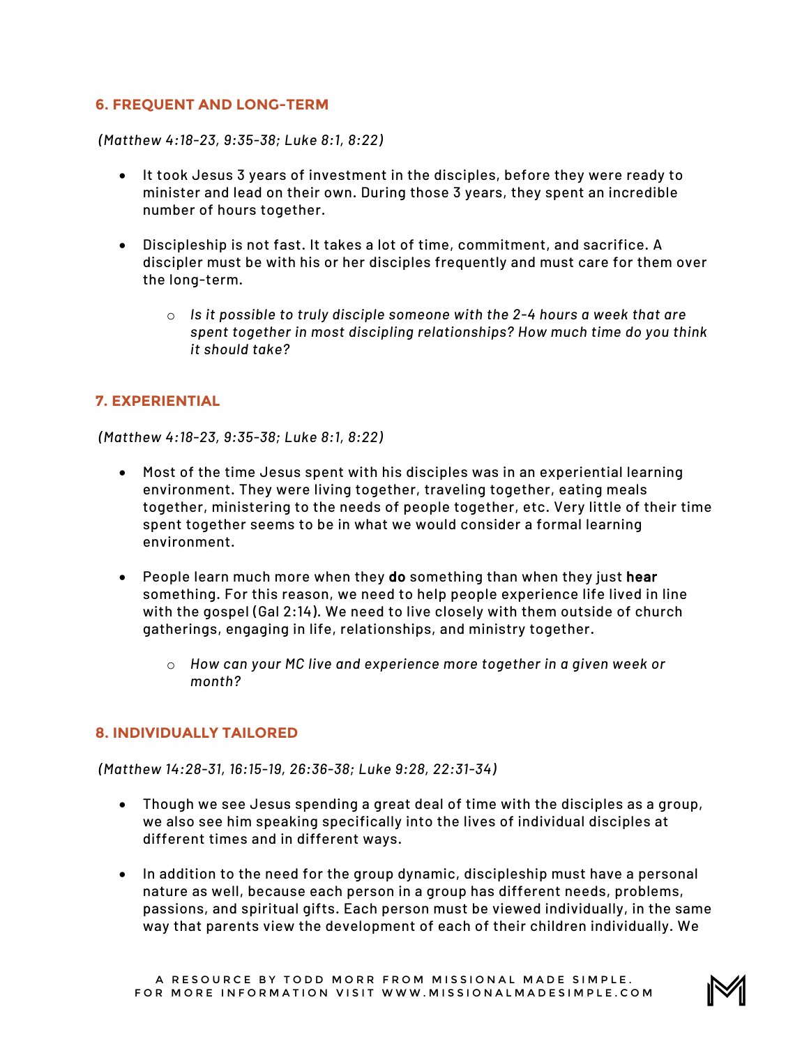### 6. FREQUENT AND LONG-TERM

*(Matthew 4:18-23, 9:35-38; Luke 8:1, 8:22)*

- It took Jesus 3 years of investment in the disciples, before they were ready to minister and lead on their own. During those 3 years, they spent an incredible number of hours together.

- Discipleship is not fast. It takes a lot of time, commitment, and sacrifice. A discipler must be with his or her disciples frequently and must care for them over the long-term.

  - *Is it possible to truly disciple someone with the 2-4 hours a week that are spent together in most discipling relationships? How much time do you think it should take?*

### 7. EXPERIENTIAL

*(Matthew 4:18-23, 9:35-38; Luke 8:1, 8:22)*

- Most of the time Jesus spent with his disciples was in an experiential learning environment. They were living together, traveling together, eating meals together, ministering to the needs of people together, etc. Very little of their time spent together seems to be in what we would consider a formal learning environment.

- People learn much more when they **do** something than when they just **hear** something. For this reason, we need to help people experience life lived in line with the gospel (Gal 2:14). We need to live closely with them outside of church gatherings, engaging in life, relationships, and ministry together.

  - *How can your MC live and experience more together in a given week or month?*

### 8. INDIVIDUALLY TAILORED

*(Matthew 14:28-31, 16:15-19, 26:36-38; Luke 9:28, 22:31-34)*

- Though we see Jesus spending a great deal of time with the disciples as a group, we also see him speaking specifically into the lives of individual disciples at different times and in different ways.

- In addition to the need for the group dynamic, discipleship must have a personal nature as well, because each person in a group has different needs, problems, passions, and spiritual gifts. Each person must be viewed individually, in the same way that parents view the development of each of their children individually. We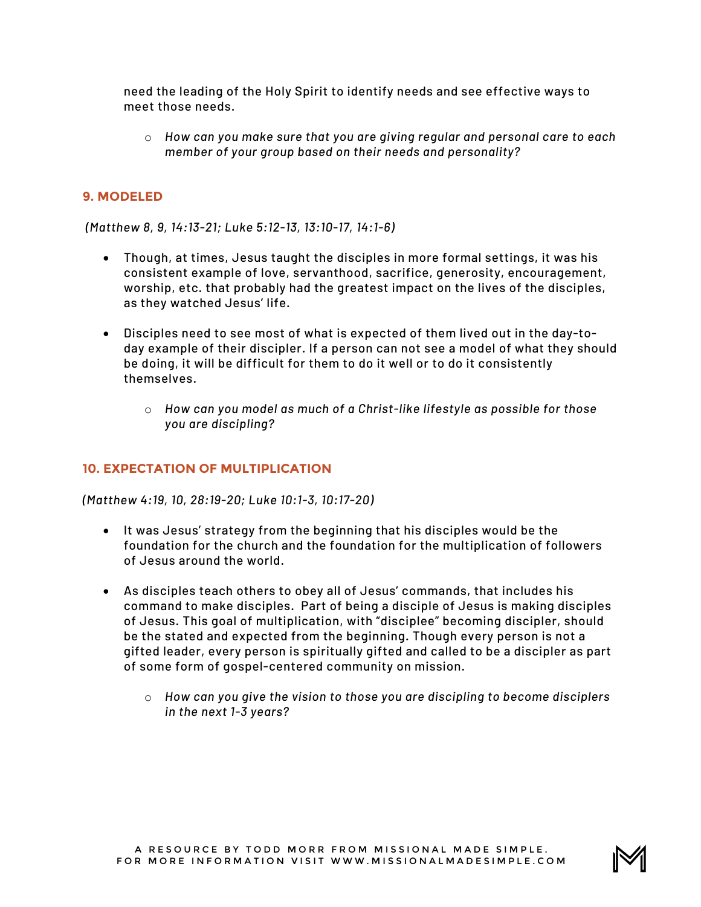need the leading of the Holy Spirit to identify needs and see effective ways to meet those needs.

  - *How can you make sure that you are giving regular and personal care to each member of your group based on their needs and personality?*

### 9. MODELED

*(Matthew 8, 9, 14:13-21; Luke 5:12-13, 13:10-17, 14:1-6)*

- Though, at times, Jesus taught the disciples in more formal settings, it was his consistent example of love, servanthood, sacrifice, generosity, encouragement, worship, etc. that probably had the greatest impact on the lives of the disciples, as they watched Jesus' life.

- Disciples need to see most of what is expected of them lived out in the day-to-day example of their discipler. If a person can not see a model of what they should be doing, it will be difficult for them to do it well or to do it consistently themselves.

  - *How can you model as much of a Christ-like lifestyle as possible for those you are discipling?*

### 10. EXPECTATION OF MULTIPLICATION

*(Matthew 4:19, 10, 28:19-20; Luke 10:1-3, 10:17-20)*

- It was Jesus' strategy from the beginning that his disciples would be the foundation for the church and the foundation for the multiplication of followers of Jesus around the world.

- As disciples teach others to obey all of Jesus' commands, that includes his command to make disciples. Part of being a disciple of Jesus is making disciples of Jesus. This goal of multiplication, with "disciplee" becoming discipler, should be the stated and expected from the beginning. Though every person is not a gifted leader, every person is spiritually gifted and called to be a discipler as part of some form of gospel-centered community on mission.

  - *How can you give the vision to those you are discipling to become disciplers in the next 1-3 years?*